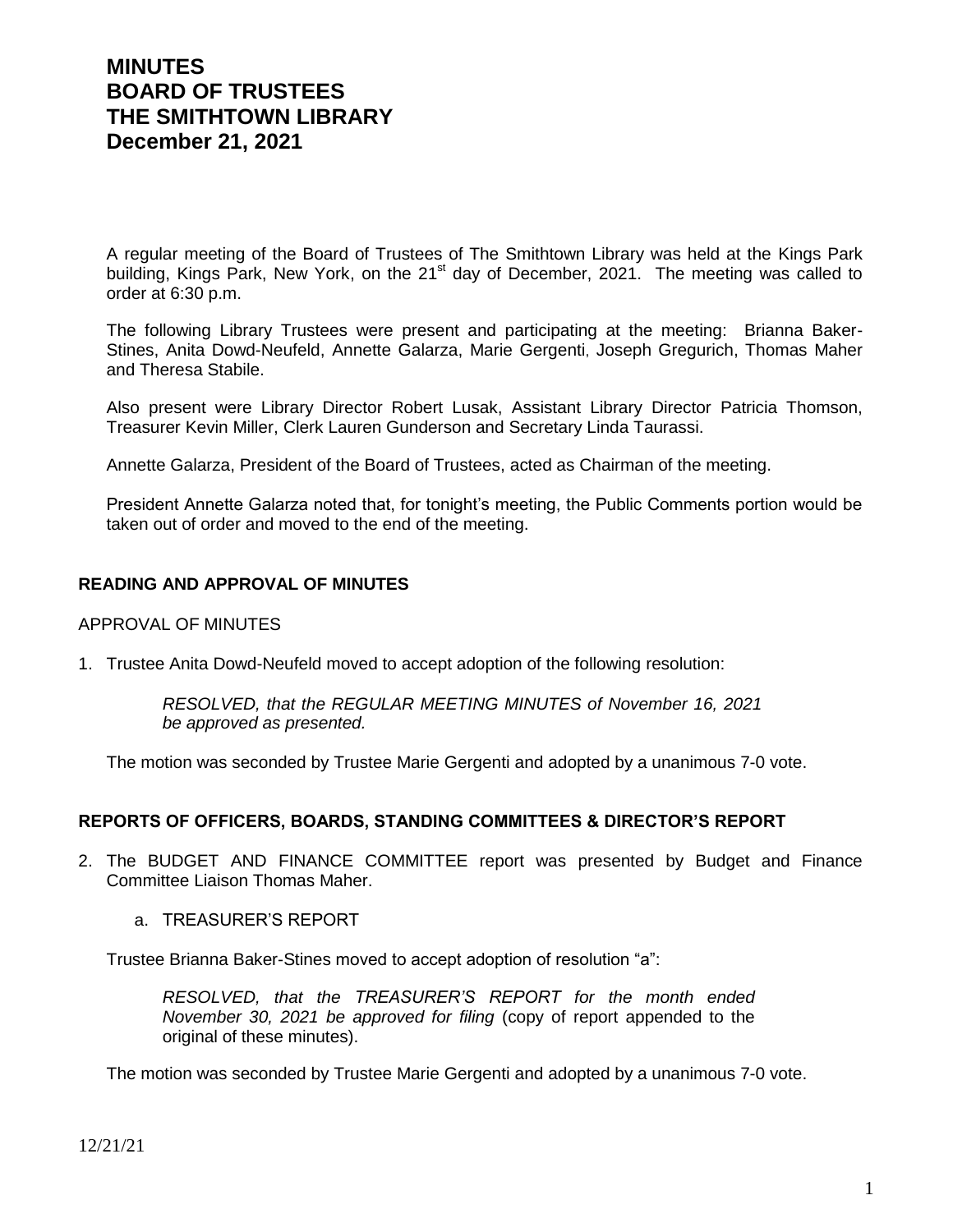# MINUTES
# BOARD OF TRUSTEES
# THE SMITHTOWN LIBRARY
# December 21, 2021

A regular meeting of the Board of Trustees of The Smithtown Library was held at the Kings Park building, Kings Park, New York, on the 21st day of December, 2021. The meeting was called to order at 6:30 p.m.

The following Library Trustees were present and participating at the meeting: Brianna Baker-Stines, Anita Dowd-Neufeld, Annette Galarza, Marie Gergenti, Joseph Gregurich, Thomas Maher and Theresa Stabile.

Also present were Library Director Robert Lusak, Assistant Library Director Patricia Thomson, Treasurer Kevin Miller, Clerk Lauren Gunderson and Secretary Linda Taurassi.

Annette Galarza, President of the Board of Trustees, acted as Chairman of the meeting.

President Annette Galarza noted that, for tonight's meeting, the Public Comments portion would be taken out of order and moved to the end of the meeting.

### READING AND APPROVAL OF MINUTES

APPROVAL OF MINUTES

1. Trustee Anita Dowd-Neufeld moved to accept adoption of the following resolution:

   *RESOLVED, that the REGULAR MEETING MINUTES of November 16, 2021 be approved as presented.*

   The motion was seconded by Trustee Marie Gergenti and adopted by a unanimous 7-0 vote.

### REPORTS OF OFFICERS, BOARDS, STANDING COMMITTEES & DIRECTOR'S REPORT

2. The BUDGET AND FINANCE COMMITTEE report was presented by Budget and Finance Committee Liaison Thomas Maher.

   a. TREASURER'S REPORT

   Trustee Brianna Baker-Stines moved to accept adoption of resolution "a":

   *RESOLVED, that the TREASURER'S REPORT for the month ended November 30, 2021 be approved for filing* (copy of report appended to the original of these minutes).

   The motion was seconded by Trustee Marie Gergenti and adopted by a unanimous 7-0 vote.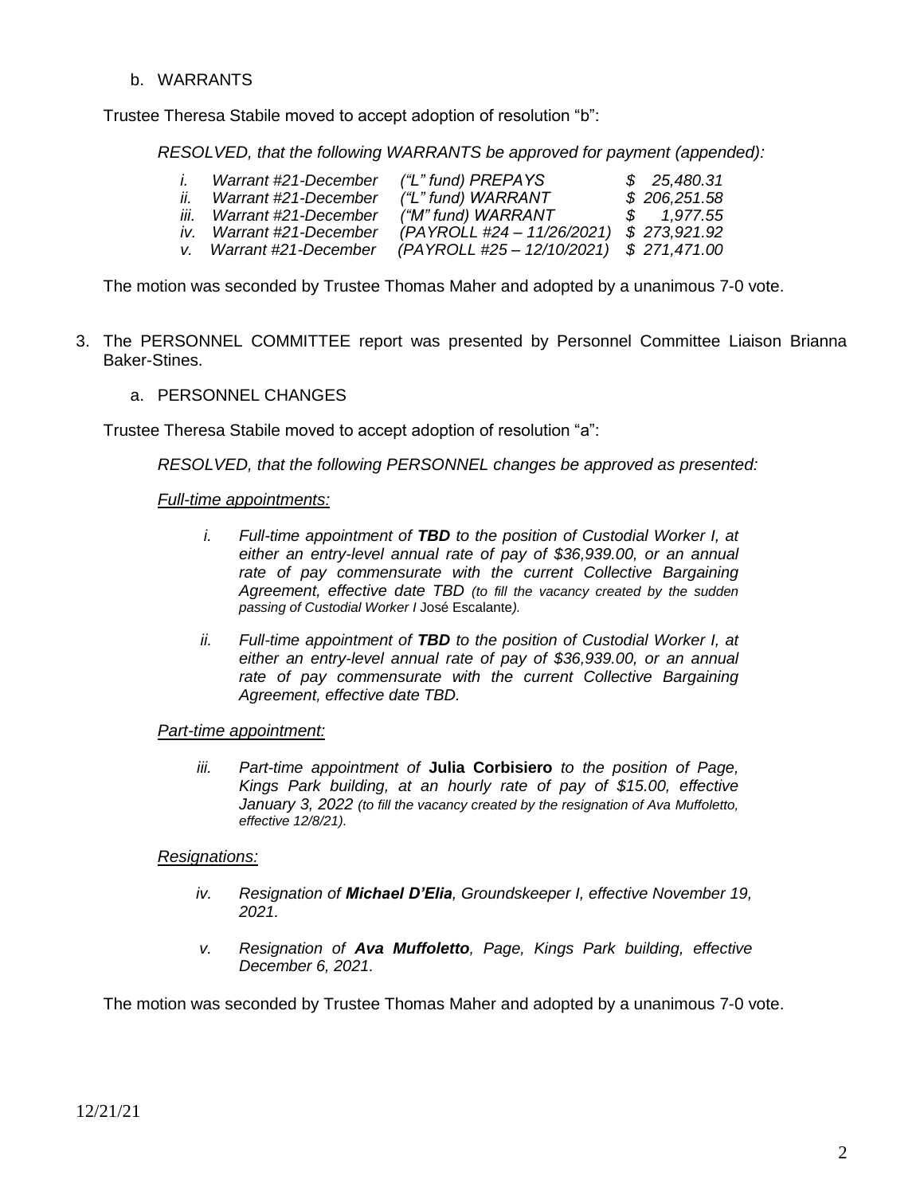b. WARRANTS

Trustee Theresa Stabile moved to accept adoption of resolution "b":

*RESOLVED, that the following WARRANTS be approved for payment (appended):*

| | | | |
|---|---|---|---|
| *i.* | *Warrant #21-December* | *("L" fund) PREPAYS* | *$ 25,480.31* |
| *ii.* | *Warrant #21-December* | *("L" fund) WARRANT* | *$ 206,251.58* |
| *iii.* | *Warrant #21-December* | *("M" fund) WARRANT* | *$ 1,977.55* |
| *iv.* | *Warrant #21-December* | *(PAYROLL #24 – 11/26/2021)* | *$ 273,921.92* |
| *v.* | *Warrant #21-December* | *(PAYROLL #25 – 12/10/2021)* | *$ 271,471.00* |

The motion was seconded by Trustee Thomas Maher and adopted by a unanimous 7-0 vote.

3. The PERSONNEL COMMITTEE report was presented by Personnel Committee Liaison Brianna Baker-Stines.

   a. PERSONNEL CHANGES

Trustee Theresa Stabile moved to accept adoption of resolution "a":

*RESOLVED, that the following PERSONNEL changes be approved as presented:*

*Full-time appointments:*

*i. Full-time appointment of **TBD** to the position of Custodial Worker I, at either an entry-level annual rate of pay of $36,939.00, or an annual rate of pay commensurate with the current Collective Bargaining Agreement, effective date TBD (to fill the vacancy created by the sudden passing of Custodial Worker I* José Escalante*).*

*ii. Full-time appointment of **TBD** to the position of Custodial Worker I, at either an entry-level annual rate of pay of $36,939.00, or an annual rate of pay commensurate with the current Collective Bargaining Agreement, effective date TBD.*

*Part-time appointment:*

*iii. Part-time appointment of* **Julia Corbisiero** *to the position of Page, Kings Park building, at an hourly rate of pay of $15.00, effective January 3, 2022 (to fill the vacancy created by the resignation of Ava Muffoletto, effective 12/8/21).*

*Resignations:*

*iv. Resignation of **Michael D'Elia**, Groundskeeper I, effective November 19, 2021.*

*v. Resignation of **Ava Muffoletto**, Page, Kings Park building, effective December 6, 2021.*

The motion was seconded by Trustee Thomas Maher and adopted by a unanimous 7-0 vote.

12/21/21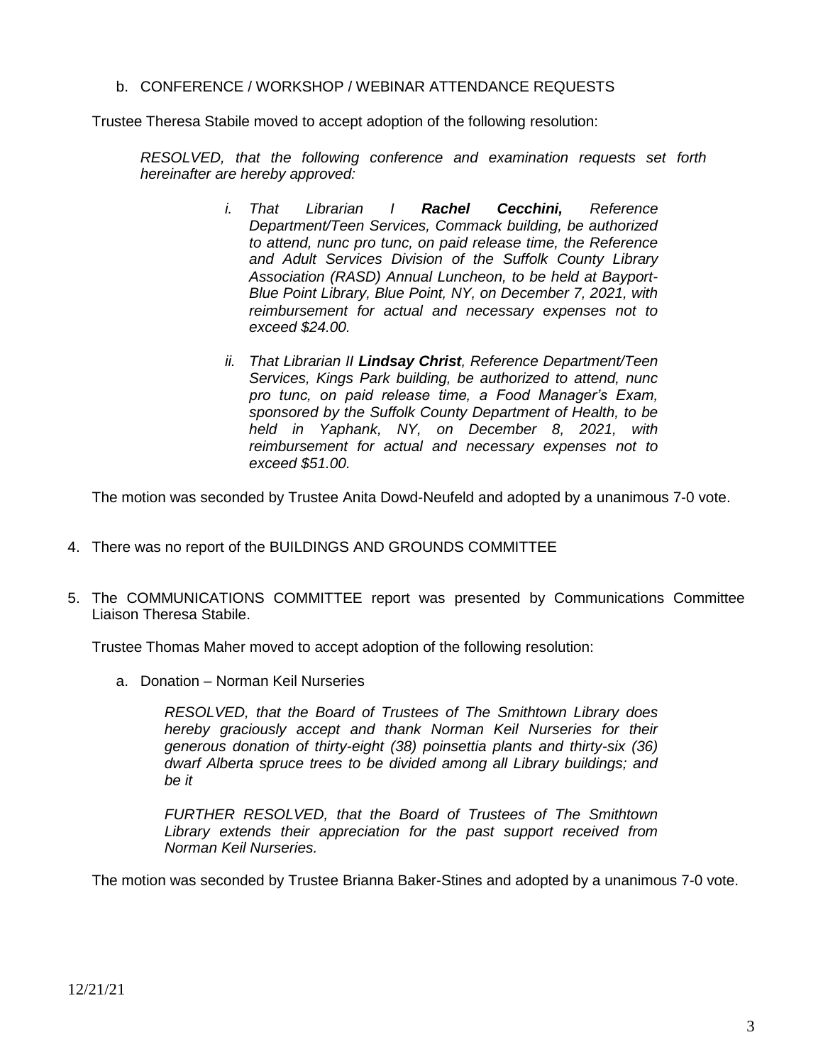b. CONFERENCE / WORKSHOP / WEBINAR ATTENDANCE REQUESTS

Trustee Theresa Stabile moved to accept adoption of the following resolution:

> *RESOLVED, that the following conference and examination requests set forth hereinafter are hereby approved:*
>
> i. *That Librarian I **Rachel Cecchini,** Reference Department/Teen Services, Commack building, be authorized to attend, nunc pro tunc, on paid release time, the Reference and Adult Services Division of the Suffolk County Library Association (RASD) Annual Luncheon, to be held at Bayport-Blue Point Library, Blue Point, NY, on December 7, 2021, with reimbursement for actual and necessary expenses not to exceed $24.00.*
>
> ii. *That Librarian II **Lindsay Christ**, Reference Department/Teen Services, Kings Park building, be authorized to attend, nunc pro tunc, on paid release time, a Food Manager's Exam, sponsored by the Suffolk County Department of Health, to be held in Yaphank, NY, on December 8, 2021, with reimbursement for actual and necessary expenses not to exceed $51.00.*

The motion was seconded by Trustee Anita Dowd-Neufeld and adopted by a unanimous 7-0 vote.

4. There was no report of the BUILDINGS AND GROUNDS COMMITTEE

5. The COMMUNICATIONS COMMITTEE report was presented by Communications Committee Liaison Theresa Stabile.

   Trustee Thomas Maher moved to accept adoption of the following resolution:

   a. Donation – Norman Keil Nurseries

   > *RESOLVED, that the Board of Trustees of The Smithtown Library does hereby graciously accept and thank Norman Keil Nurseries for their generous donation of thirty-eight (38) poinsettia plants and thirty-six (36) dwarf Alberta spruce trees to be divided among all Library buildings; and be it*
   >
   > *FURTHER RESOLVED, that the Board of Trustees of The Smithtown Library extends their appreciation for the past support received from Norman Keil Nurseries.*

   The motion was seconded by Trustee Brianna Baker-Stines and adopted by a unanimous 7-0 vote.

12/21/21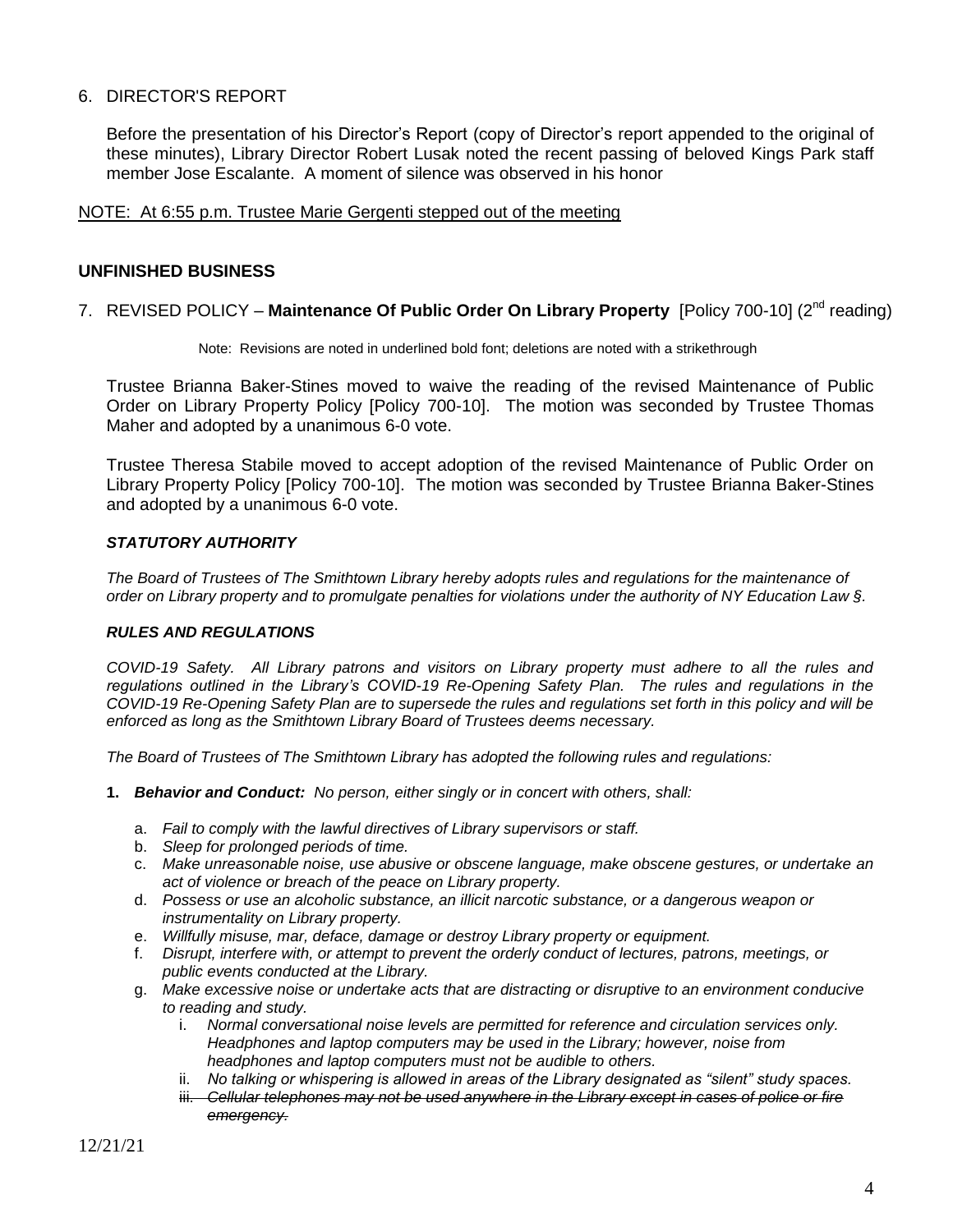6. DIRECTOR'S REPORT

Before the presentation of his Director's Report (copy of Director's report appended to the original of these minutes), Library Director Robert Lusak noted the recent passing of beloved Kings Park staff member Jose Escalante. A moment of silence was observed in his honor

<u>NOTE: At 6:55 p.m. Trustee Marie Gergenti stepped out of the meeting</u>

## UNFINISHED BUSINESS

7. REVISED POLICY – **Maintenance Of Public Order On Library Property** [Policy 700-10] (2nd reading)

Note: Revisions are noted in underlined bold font; deletions are noted with a strikethrough

Trustee Brianna Baker-Stines moved to waive the reading of the revised Maintenance of Public Order on Library Property Policy [Policy 700-10]. The motion was seconded by Trustee Thomas Maher and adopted by a unanimous 6-0 vote.

Trustee Theresa Stabile moved to accept adoption of the revised Maintenance of Public Order on Library Property Policy [Policy 700-10]. The motion was seconded by Trustee Brianna Baker-Stines and adopted by a unanimous 6-0 vote.

***STATUTORY AUTHORITY***

*The Board of Trustees of The Smithtown Library hereby adopts rules and regulations for the maintenance of order on Library property and to promulgate penalties for violations under the authority of NY Education Law §.*

***RULES AND REGULATIONS***

*COVID-19 Safety. All Library patrons and visitors on Library property must adhere to all the rules and regulations outlined in the Library's COVID-19 Re-Opening Safety Plan. The rules and regulations in the COVID-19 Re-Opening Safety Plan are to supersede the rules and regulations set forth in this policy and will be enforced as long as the Smithtown Library Board of Trustees deems necessary.*

*The Board of Trustees of The Smithtown Library has adopted the following rules and regulations:*

1. ***Behavior and Conduct:*** *No person, either singly or in concert with others, shall:*
   a. *Fail to comply with the lawful directives of Library supervisors or staff.*
   b. *Sleep for prolonged periods of time.*
   c. *Make unreasonable noise, use abusive or obscene language, make obscene gestures, or undertake an act of violence or breach of the peace on Library property.*
   d. *Possess or use an alcoholic substance, an illicit narcotic substance, or a dangerous weapon or instrumentality on Library property.*
   e. *Willfully misuse, mar, deface, damage or destroy Library property or equipment.*
   f. *Disrupt, interfere with, or attempt to prevent the orderly conduct of lectures, patrons, meetings, or public events conducted at the Library.*
   g. *Make excessive noise or undertake acts that are distracting or disruptive to an environment conducive to reading and study.*
      i. *Normal conversational noise levels are permitted for reference and circulation services only. Headphones and laptop computers may be used in the Library; however, noise from headphones and laptop computers must not be audible to others.*
      ii. *No talking or whispering is allowed in areas of the Library designated as "silent" study spaces.*
      iii. ~~*Cellular telephones may not be used anywhere in the Library except in cases of police or fire emergency.*~~

12/21/21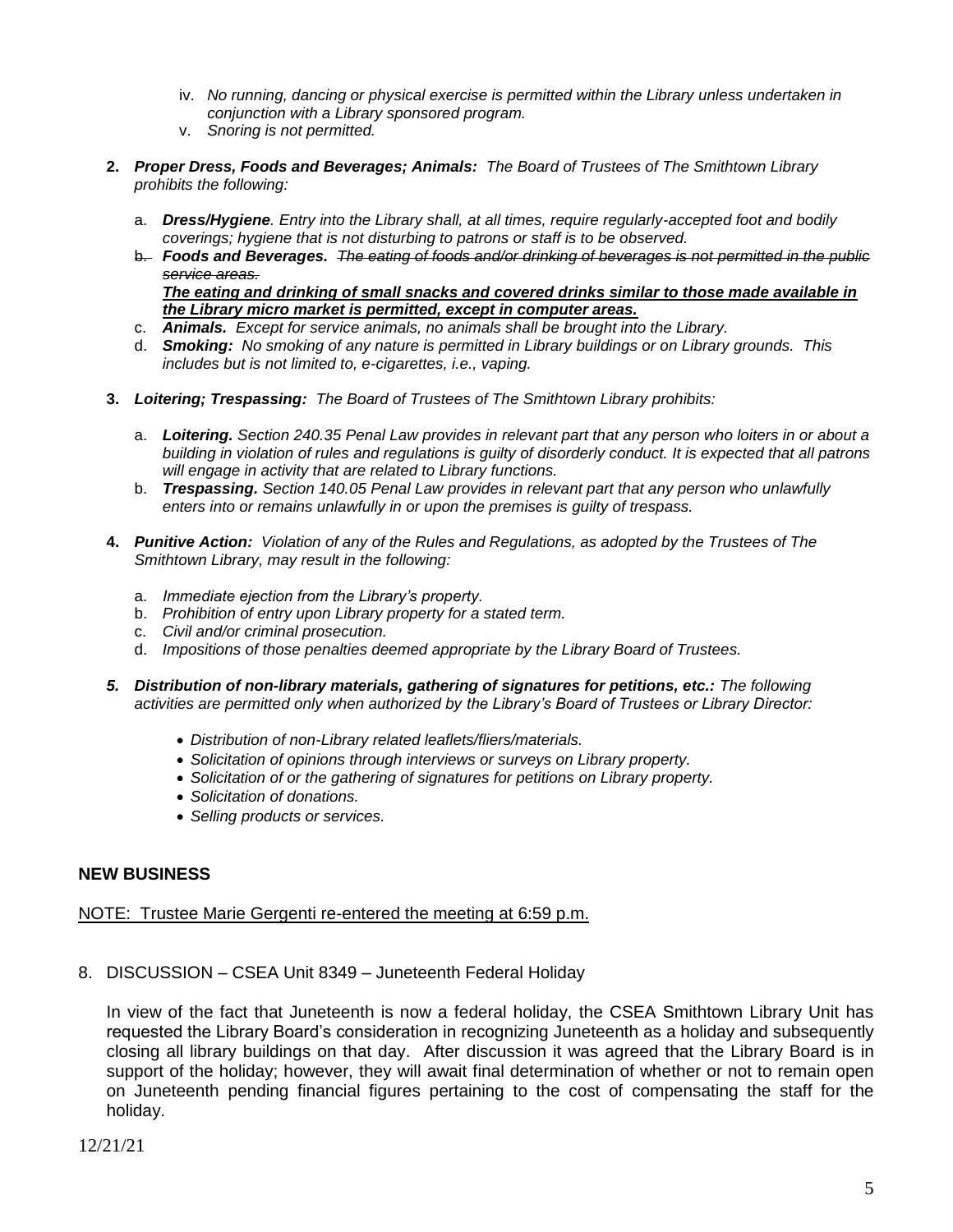iv. *No running, dancing or physical exercise is permitted within the Library unless undertaken in conjunction with a Library sponsored program.*
v. *Snoring is not permitted.*

**2.** ***Proper Dress, Foods and Beverages; Animals:*** *The Board of Trustees of The Smithtown Library prohibits the following:*

a. ***Dress/Hygiene****. Entry into the Library shall, at all times, require regularly-accepted foot and bodily coverings; hygiene that is not disturbing to patrons or staff is to be observed.*
b. ***Foods and Beverages.*** ~~*The eating of foods and/or drinking of beverages is not permitted in the public service areas.*~~
***<u>The eating and drinking of small snacks and covered drinks similar to those made available in the Library micro market is permitted, except in computer areas.</u>***
c. ***Animals.*** *Except for service animals, no animals shall be brought into the Library.*
d. ***Smoking:*** *No smoking of any nature is permitted in Library buildings or on Library grounds. This includes but is not limited to, e-cigarettes, i.e., vaping.*

**3.** ***Loitering; Trespassing:*** *The Board of Trustees of The Smithtown Library prohibits:*

a. ***Loitering.*** *Section 240.35 Penal Law provides in relevant part that any person who loiters in or about a building in violation of rules and regulations is guilty of disorderly conduct. It is expected that all patrons will engage in activity that are related to Library functions.*
b. ***Trespassing.*** *Section 140.05 Penal Law provides in relevant part that any person who unlawfully enters into or remains unlawfully in or upon the premises is guilty of trespass.*

**4.** ***Punitive Action:*** *Violation of any of the Rules and Regulations, as adopted by the Trustees of The Smithtown Library, may result in the following:*

a. *Immediate ejection from the Library's property.*
b. *Prohibition of entry upon Library property for a stated term.*
c. *Civil and/or criminal prosecution.*
d. *Impositions of those penalties deemed appropriate by the Library Board of Trustees.*

***5. Distribution of non-library materials, gathering of signatures for petitions, etc.:*** *The following activities are permitted only when authorized by the Library's Board of Trustees or Library Director:*

- *Distribution of non-Library related leaflets/fliers/materials.*
- *Solicitation of opinions through interviews or surveys on Library property.*
- *Solicitation of or the gathering of signatures for petitions on Library property.*
- *Solicitation of donations.*
- *Selling products or services.*

**NEW BUSINESS**

<u>NOTE: Trustee Marie Gergenti re-entered the meeting at 6:59 p.m.</u>

8. DISCUSSION – CSEA Unit 8349 – Juneteenth Federal Holiday

In view of the fact that Juneteenth is now a federal holiday, the CSEA Smithtown Library Unit has requested the Library Board's consideration in recognizing Juneteenth as a holiday and subsequently closing all library buildings on that day. After discussion it was agreed that the Library Board is in support of the holiday; however, they will await final determination of whether or not to remain open on Juneteenth pending financial figures pertaining to the cost of compensating the staff for the holiday.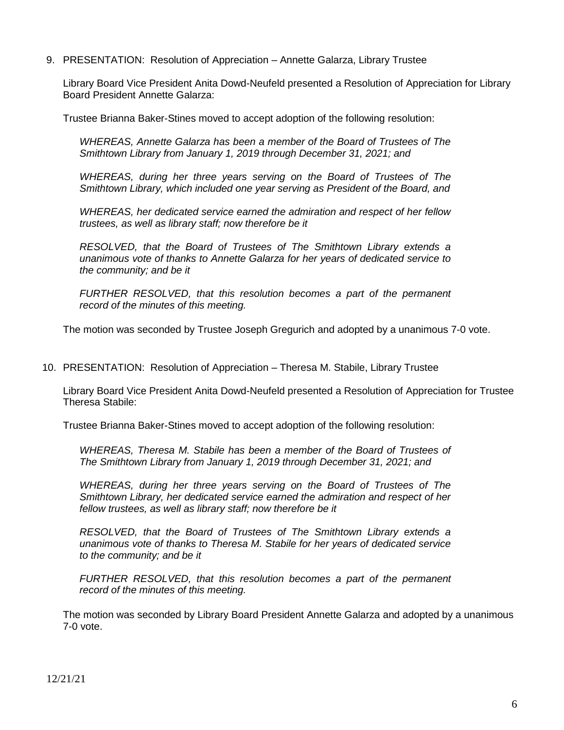9. PRESENTATION: Resolution of Appreciation – Annette Galarza, Library Trustee

   Library Board Vice President Anita Dowd-Neufeld presented a Resolution of Appreciation for Library Board President Annette Galarza:

   Trustee Brianna Baker-Stines moved to accept adoption of the following resolution:

   > *WHEREAS, Annette Galarza has been a member of the Board of Trustees of The Smithtown Library from January 1, 2019 through December 31, 2021; and*
   >
   > *WHEREAS, during her three years serving on the Board of Trustees of The Smithtown Library, which included one year serving as President of the Board, and*
   >
   > *WHEREAS, her dedicated service earned the admiration and respect of her fellow trustees, as well as library staff; now therefore be it*
   >
   > *RESOLVED, that the Board of Trustees of The Smithtown Library extends a unanimous vote of thanks to Annette Galarza for her years of dedicated service to the community; and be it*
   >
   > *FURTHER RESOLVED, that this resolution becomes a part of the permanent record of the minutes of this meeting.*

   The motion was seconded by Trustee Joseph Gregurich and adopted by a unanimous 7-0 vote.

10. PRESENTATION: Resolution of Appreciation – Theresa M. Stabile, Library Trustee

    Library Board Vice President Anita Dowd-Neufeld presented a Resolution of Appreciation for Trustee Theresa Stabile:

    Trustee Brianna Baker-Stines moved to accept adoption of the following resolution:

    > *WHEREAS, Theresa M. Stabile has been a member of the Board of Trustees of The Smithtown Library from January 1, 2019 through December 31, 2021; and*
    >
    > *WHEREAS, during her three years serving on the Board of Trustees of The Smithtown Library, her dedicated service earned the admiration and respect of her fellow trustees, as well as library staff; now therefore be it*
    >
    > *RESOLVED, that the Board of Trustees of The Smithtown Library extends a unanimous vote of thanks to Theresa M. Stabile for her years of dedicated service to the community; and be it*
    >
    > *FURTHER RESOLVED, that this resolution becomes a part of the permanent record of the minutes of this meeting.*

    The motion was seconded by Library Board President Annette Galarza and adopted by a unanimous 7-0 vote.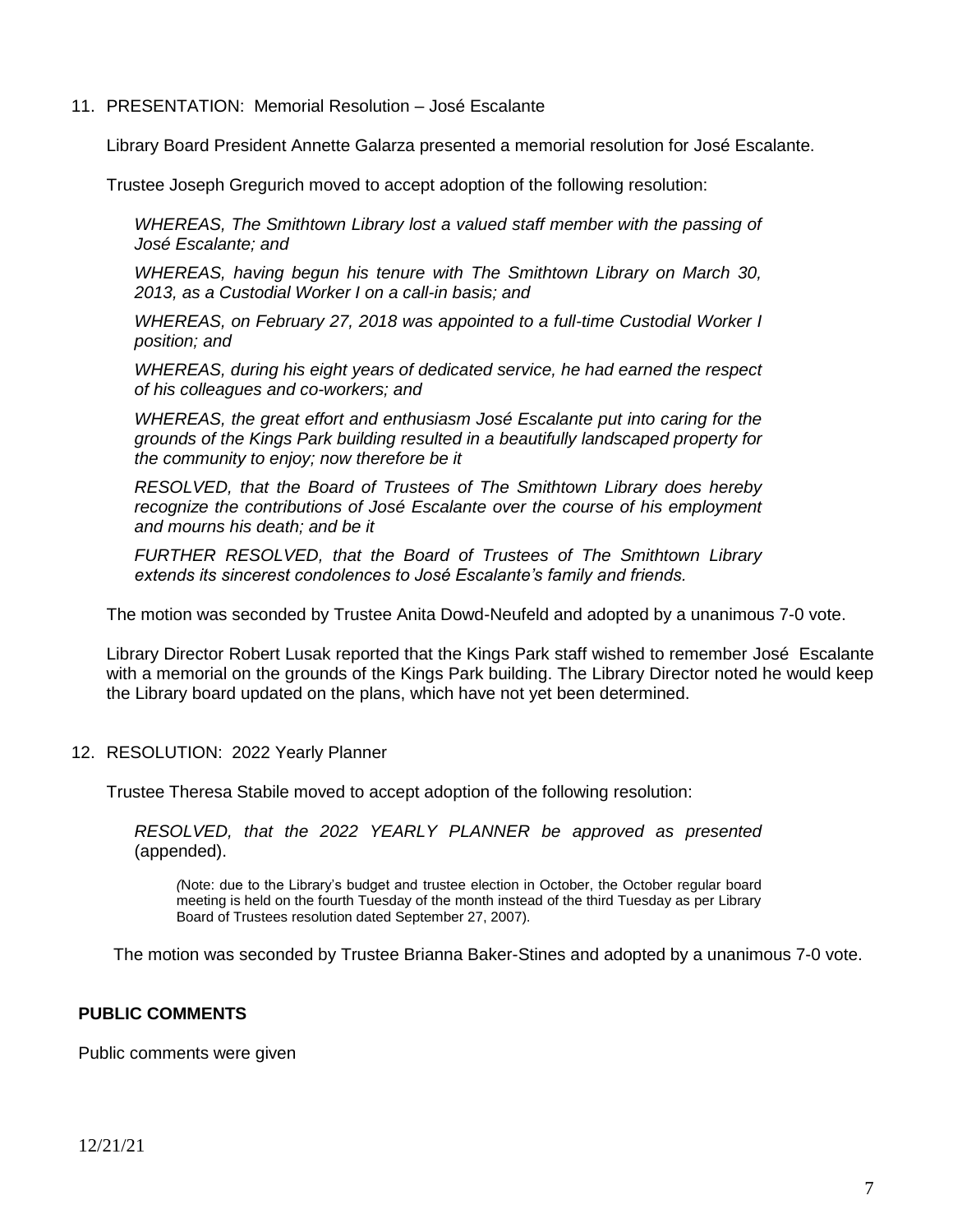11. PRESENTATION: Memorial Resolution – José Escalante

    Library Board President Annette Galarza presented a memorial resolution for José Escalante.

    Trustee Joseph Gregurich moved to accept adoption of the following resolution:

    > *WHEREAS, The Smithtown Library lost a valued staff member with the passing of José Escalante; and*
    >
    > *WHEREAS, having begun his tenure with The Smithtown Library on March 30, 2013, as a Custodial Worker I on a call-in basis; and*
    >
    > *WHEREAS, on February 27, 2018 was appointed to a full-time Custodial Worker I position; and*
    >
    > *WHEREAS, during his eight years of dedicated service, he had earned the respect of his colleagues and co-workers; and*
    >
    > *WHEREAS, the great effort and enthusiasm José Escalante put into caring for the grounds of the Kings Park building resulted in a beautifully landscaped property for the community to enjoy; now therefore be it*
    >
    > *RESOLVED, that the Board of Trustees of The Smithtown Library does hereby recognize the contributions of José Escalante over the course of his employment and mourns his death; and be it*
    >
    > *FURTHER RESOLVED, that the Board of Trustees of The Smithtown Library extends its sincerest condolences to José Escalante's family and friends.*

    The motion was seconded by Trustee Anita Dowd-Neufeld and adopted by a unanimous 7-0 vote.

    Library Director Robert Lusak reported that the Kings Park staff wished to remember José Escalante with a memorial on the grounds of the Kings Park building. The Library Director noted he would keep the Library board updated on the plans, which have not yet been determined.

12. RESOLUTION: 2022 Yearly Planner

    Trustee Theresa Stabile moved to accept adoption of the following resolution:

    > *RESOLVED, that the 2022 YEARLY PLANNER be approved as presented* (appended).
    >
    > (Note: due to the Library's budget and trustee election in October, the October regular board meeting is held on the fourth Tuesday of the month instead of the third Tuesday as per Library Board of Trustees resolution dated September 27, 2007).

    The motion was seconded by Trustee Brianna Baker-Stines and adopted by a unanimous 7-0 vote.

**PUBLIC COMMENTS**

Public comments were given

12/21/21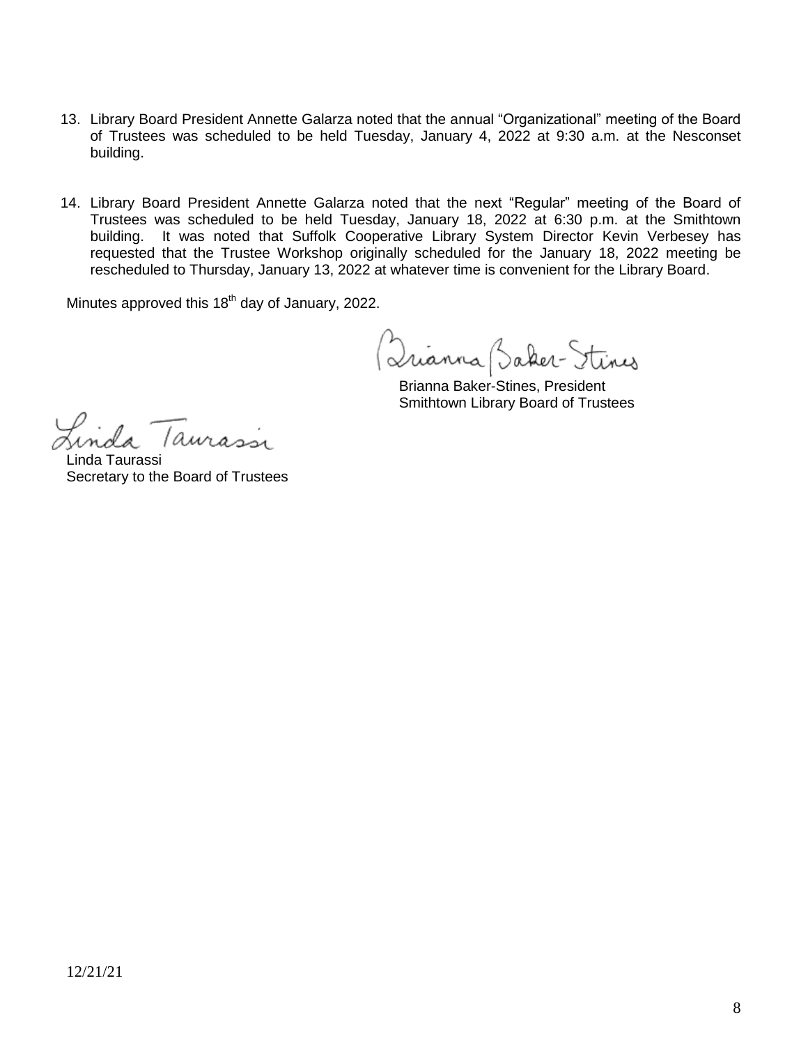13. Library Board President Annette Galarza noted that the annual "Organizational" meeting of the Board of Trustees was scheduled to be held Tuesday, January 4, 2022 at 9:30 a.m. at the Nesconset building.

14. Library Board President Annette Galarza noted that the next "Regular" meeting of the Board of Trustees was scheduled to be held Tuesday, January 18, 2022 at 6:30 p.m. at the Smithtown building. It was noted that Suffolk Cooperative Library System Director Kevin Verbesey has requested that the Trustee Workshop originally scheduled for the January 18, 2022 meeting be rescheduled to Thursday, January 13, 2022 at whatever time is convenient for the Library Board.

Minutes approved this 18th day of January, 2022.

Brianna Baker-Stines, President
Smithtown Library Board of Trustees

Linda Taurassi
Secretary to the Board of Trustees

12/21/21